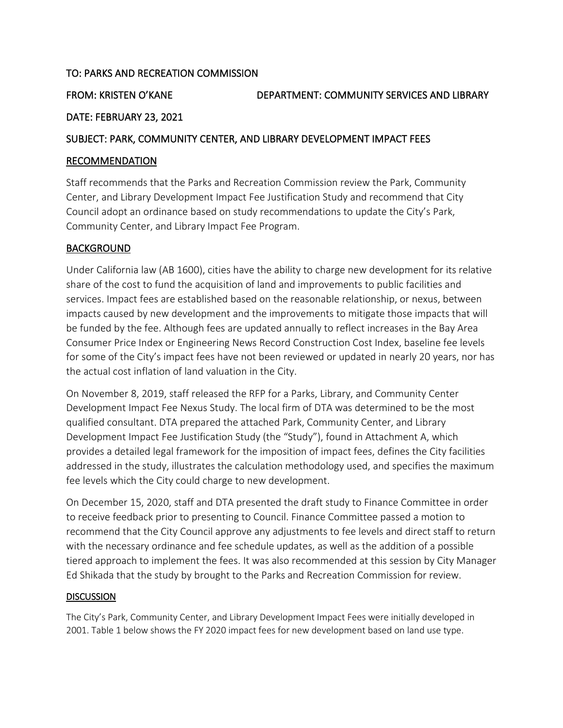TO: PARKS AND RECREATION COMMISSION

FROM: KRISTEN O'KANE DEPARTMENT: COMMUNITY SERVICES AND LIBRARY

DATE: FEBRUARY 23, 2021

SUBJECT: PARK, COMMUNITY CENTER, AND LIBRARY DEVELOPMENT IMPACT FEES

## RECOMMENDATION

Staff recommends that the Parks and Recreation Commission review the Park, Community Center, and Library Development Impact Fee Justification Study and recommend that City Council adopt an ordinance based on study recommendations to update the City's Park, Community Center, and Library Impact Fee Program.

## BACKGROUND

Under California law (AB 1600), cities have the ability to charge new development for its relative share of the cost to fund the acquisition of land and improvements to public facilities and services. Impact fees are established based on the reasonable relationship, or nexus, between impacts caused by new development and the improvements to mitigate those impacts that will be funded by the fee. Although fees are updated annually to reflect increases in the Bay Area Consumer Price Index or Engineering News Record Construction Cost Index, baseline fee levels for some of the City's impact fees have not been reviewed or updated in nearly 20 years, nor has the actual cost inflation of land valuation in the City.

On November 8, 2019, staff released the RFP for a Parks, Library, and Community Center Development Impact Fee Nexus Study. The local firm of DTA was determined to be the most qualified consultant. DTA prepared the attached Park, Community Center, and Library Development Impact Fee Justification Study (the "Study"), found in Attachment A, which provides a detailed legal framework for the imposition of impact fees, defines the City facilities addressed in the study, illustrates the calculation methodology used, and specifies the maximum fee levels which the City could charge to new development.

On December 15, 2020, staff and DTA presented the draft study to Finance Committee in order to receive feedback prior to presenting to Council. Finance Committee passed a motion to recommend that the City Council approve any adjustments to fee levels and direct staff to return with the necessary ordinance and fee schedule updates, as well as the addition of a possible tiered approach to implement the fees. It was also recommended at this session by City Manager Ed Shikada that the study by brought to the Parks and Recreation Commission for review.

## DISCUSSION

The City's Park, Community Center, and Library Development Impact Fees were initially developed in 2001. Table 1 below shows the FY 2020 impact fees for new development based on land use type.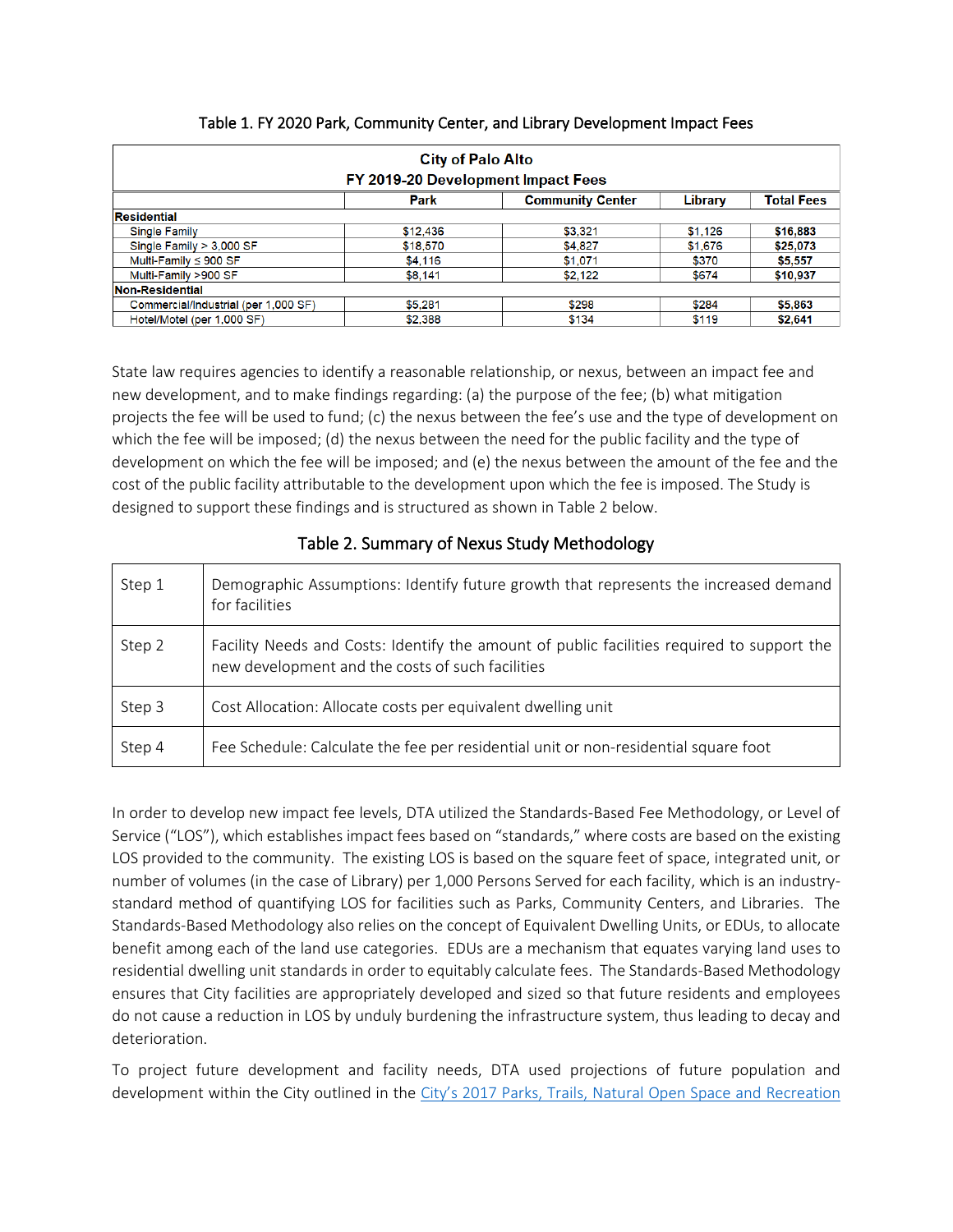Table 1. FY 2020 Park, Community Center, and Library Development Impact Fees

| City of Palo Alto<br>FY 2019-20 Development Impact Fees | | | | |
|---|---|---|---|---|
| | Park | Community Center | Library | Total Fees |
| **Residential** | | | | |
| Single Family | $12,436 | $3,321 | $1,126 | **$16,883** |
| Single Family > 3,000 SF | $18,570 | $4,827 | $1,676 | **$25,073** |
| Multi-Family ≤ 900 SF | $4,116 | $1,071 | $370 | **$5,557** |
| Multi-Family >900 SF | $8,141 | $2,122 | $674 | **$10,937** |
| **Non-Residential** | | | | |
| Commercial/Industrial (per 1,000 SF) | $5,281 | $298 | $284 | **$5,863** |
| Hotel/Motel (per 1,000 SF) | $2,388 | $134 | $119 | **$2,641** |

State law requires agencies to identify a reasonable relationship, or nexus, between an impact fee and new development, and to make findings regarding: (a) the purpose of the fee; (b) what mitigation projects the fee will be used to fund; (c) the nexus between the fee's use and the type of development on which the fee will be imposed; (d) the nexus between the need for the public facility and the type of development on which the fee will be imposed; and (e) the nexus between the amount of the fee and the cost of the public facility attributable to the development upon which the fee is imposed. The Study is designed to support these findings and is structured as shown in Table 2 below.

Table 2. Summary of Nexus Study Methodology

| | |
|---|---|
| Step 1 | Demographic Assumptions: Identify future growth that represents the increased demand for facilities |
| Step 2 | Facility Needs and Costs: Identify the amount of public facilities required to support the new development and the costs of such facilities |
| Step 3 | Cost Allocation: Allocate costs per equivalent dwelling unit |
| Step 4 | Fee Schedule: Calculate the fee per residential unit or non-residential square foot |

In order to develop new impact fee levels, DTA utilized the Standards-Based Fee Methodology, or Level of Service ("LOS"), which establishes impact fees based on "standards," where costs are based on the existing LOS provided to the community. The existing LOS is based on the square feet of space, integrated unit, or number of volumes (in the case of Library) per 1,000 Persons Served for each facility, which is an industry-standard method of quantifying LOS for facilities such as Parks, Community Centers, and Libraries. The Standards-Based Methodology also relies on the concept of Equivalent Dwelling Units, or EDUs, to allocate benefit among each of the land use categories. EDUs are a mechanism that equates varying land uses to residential dwelling unit standards in order to equitably calculate fees. The Standards-Based Methodology ensures that City facilities are appropriately developed and sized so that future residents and employees do not cause a reduction in LOS by unduly burdening the infrastructure system, thus leading to decay and deterioration.

To project future development and facility needs, DTA used projections of future population and development within the City outlined in the City's 2017 Parks, Trails, Natural Open Space and Recreation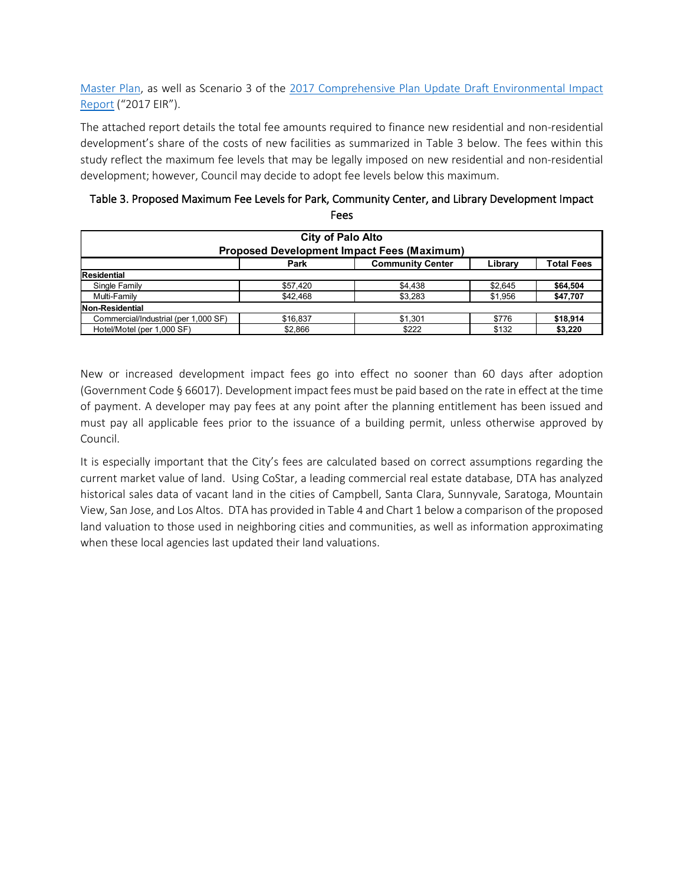Master Plan, as well as Scenario 3 of the 2017 Comprehensive Plan Update Draft Environmental Impact Report ("2017 EIR").

The attached report details the total fee amounts required to finance new residential and non-residential development's share of the costs of new facilities as summarized in Table 3 below. The fees within this study reflect the maximum fee levels that may be legally imposed on new residential and non-residential development; however, Council may decide to adopt fee levels below this maximum.

Table 3. Proposed Maximum Fee Levels for Park, Community Center, and Library Development Impact Fees

| City of Palo Alto<br>Proposed Development Impact Fees (Maximum) | | | | |
|---|---|---|---|---|
| | **Park** | **Community Center** | **Library** | **Total Fees** |
| **Residential** | | | | |
| Single Family | $57,420 | $4,438 | $2,645 | **$64,504** |
| Multi-Family | $42,468 | $3,283 | $1,956 | **$47,707** |
| **Non-Residential** | | | | |
| Commercial/Industrial (per 1,000 SF) | $16,837 | $1,301 | $776 | **$18,914** |
| Hotel/Motel (per 1,000 SF) | $2,866 | $222 | $132 | **$3,220** |

New or increased development impact fees go into effect no sooner than 60 days after adoption (Government Code § 66017). Development impact fees must be paid based on the rate in effect at the time of payment. A developer may pay fees at any point after the planning entitlement has been issued and must pay all applicable fees prior to the issuance of a building permit, unless otherwise approved by Council.

It is especially important that the City's fees are calculated based on correct assumptions regarding the current market value of land. Using CoStar, a leading commercial real estate database, DTA has analyzed historical sales data of vacant land in the cities of Campbell, Santa Clara, Sunnyvale, Saratoga, Mountain View, San Jose, and Los Altos. DTA has provided in Table 4 and Chart 1 below a comparison of the proposed land valuation to those used in neighboring cities and communities, as well as information approximating when these local agencies last updated their land valuations.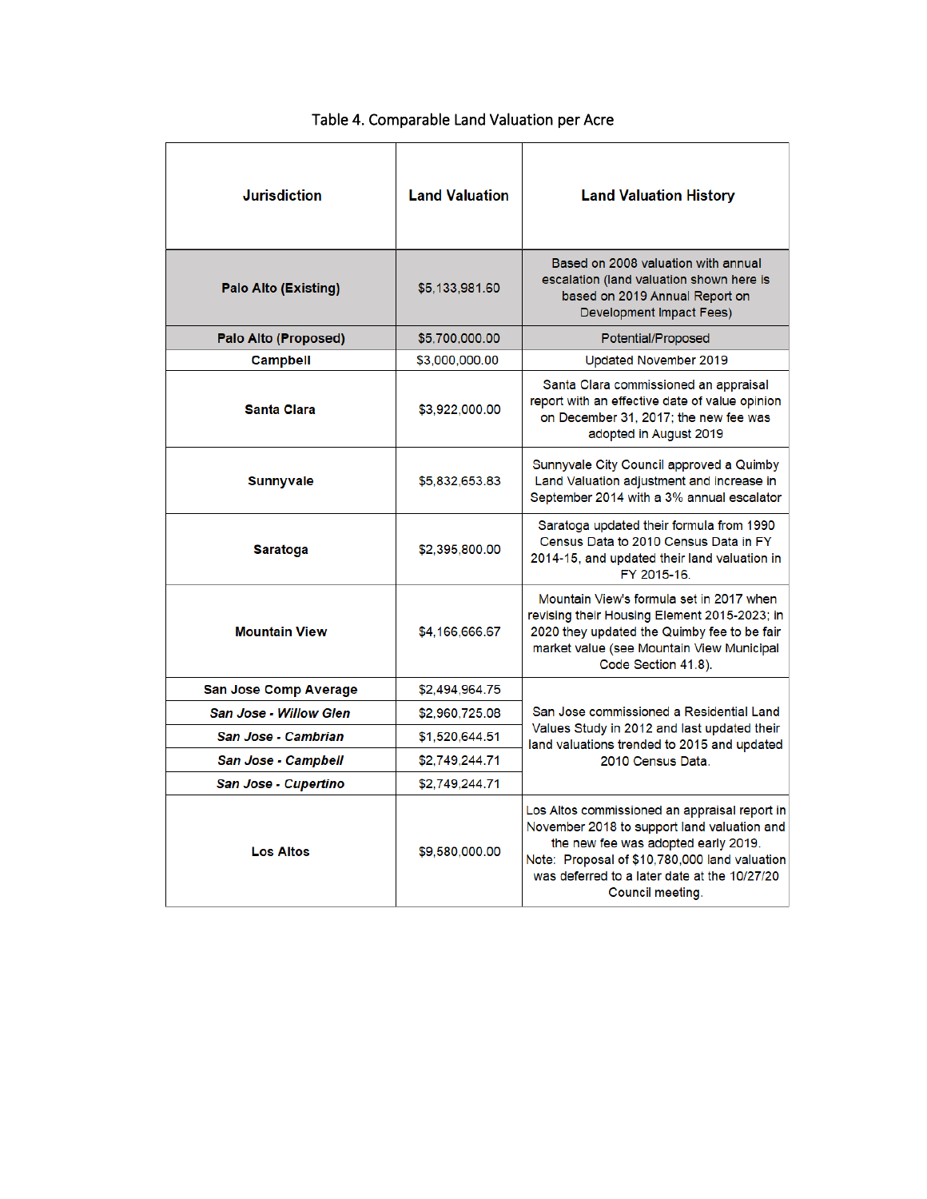Table 4. Comparable Land Valuation per Acre

| Jurisdiction | Land Valuation | Land Valuation History |
|---|---|---|
| **Palo Alto (Existing)** | $5,133,981.60 | Based on 2008 valuation with annual escalation (land valuation shown here is based on 2019 Annual Report on Development Impact Fees) |
| **Palo Alto (Proposed)** | $5,700,000.00 | Potential/Proposed |
| **Campbell** | $3,000,000.00 | Updated November 2019 |
| **Santa Clara** | $3,922,000.00 | Santa Clara commissioned an appraisal report with an effective date of value opinion on December 31, 2017; the new fee was adopted in August 2019 |
| **Sunnyvale** | $5,832,653.83 | Sunnyvale City Council approved a Quimby Land Valuation adjustment and increase in September 2014 with a 3% annual escalator |
| **Saratoga** | $2,395,800.00 | Saratoga updated their formula from 1990 Census Data to 2010 Census Data in FY 2014-15, and updated their land valuation in FY 2015-16. |
| **Mountain View** | $4,166,666.67 | Mountain View's formula set in 2017 when revising their Housing Element 2015-2023; in 2020 they updated the Quimby fee to be fair market value (see Mountain View Municipal Code Section 41.8). |
| **San Jose Comp Average** | $2,494,964.75 | San Jose commissioned a Residential Land Values Study in 2012 and last updated their land valuations trended to 2015 and updated 2010 Census Data. |
| ***San Jose - Willow Glen*** | $2,960,725.08 | |
| ***San Jose - Cambrian*** | $1,520,644.51 | |
| ***San Jose - Campbell*** | $2,749,244.71 | |
| ***San Jose - Cupertino*** | $2,749,244.71 | |
| **Los Altos** | $9,580,000.00 | Los Altos commissioned an appraisal report in November 2018 to support land valuation and the new fee was adopted early 2019. Note: Proposal of $10,780,000 land valuation was deferred to a later date at the 10/27/20 Council meeting. |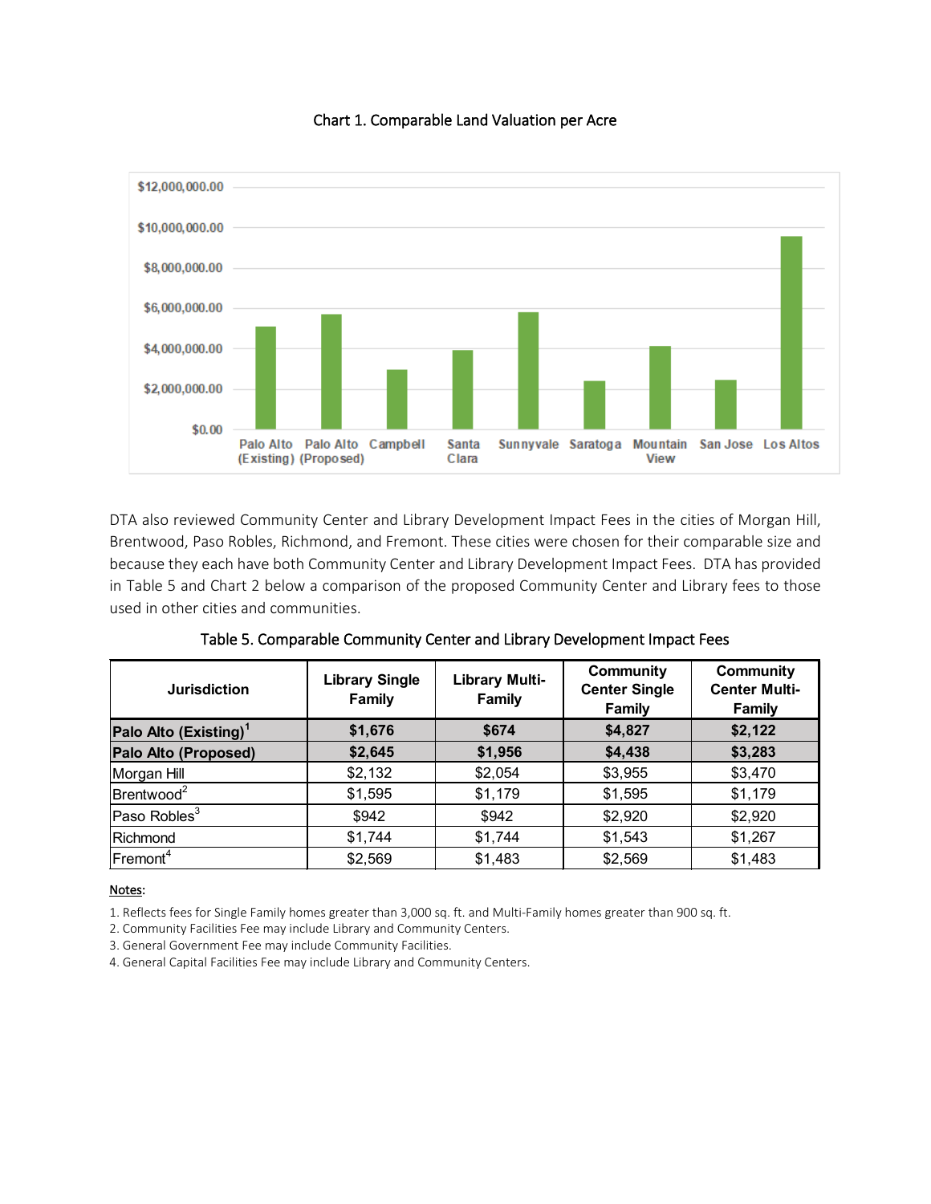Chart 1. Comparable Land Valuation per Acre

DTA also reviewed Community Center and Library Development Impact Fees in the cities of Morgan Hill, Brentwood, Paso Robles, Richmond, and Fremont. These cities were chosen for their comparable size and because they each have both Community Center and Library Development Impact Fees. DTA has provided in Table 5 and Chart 2 below a comparison of the proposed Community Center and Library fees to those used in other cities and communities.

Table 5. Comparable Community Center and Library Development Impact Fees

| Jurisdiction | Library Single Family | Library Multi-Family | Community Center Single Family | Community Center Multi-Family |
|---|---|---|---|---|
| **Palo Alto (Existing)[1]** | **$1,676** | **$674** | **$4,827** | **$2,122** |
| **Palo Alto (Proposed)** | **$2,645** | **$1,956** | **$4,438** | **$3,283** |
| Morgan Hill | $2,132 | $2,054 | $3,955 | $3,470 |
| Brentwood[2] | $1,595 | $1,179 | $1,595 | $1,179 |
| Paso Robles[3] | $942 | $942 | $2,920 | $2,920 |
| Richmond | $1,744 | $1,744 | $1,543 | $1,267 |
| Fremont[4] | $2,569 | $1,483 | $2,569 | $1,483 |

Notes:

1. Reflects fees for Single Family homes greater than 3,000 sq. ft. and Multi-Family homes greater than 900 sq. ft.
2. Community Facilities Fee may include Library and Community Centers.
3. General Government Fee may include Community Facilities.
4. General Capital Facilities Fee may include Library and Community Centers.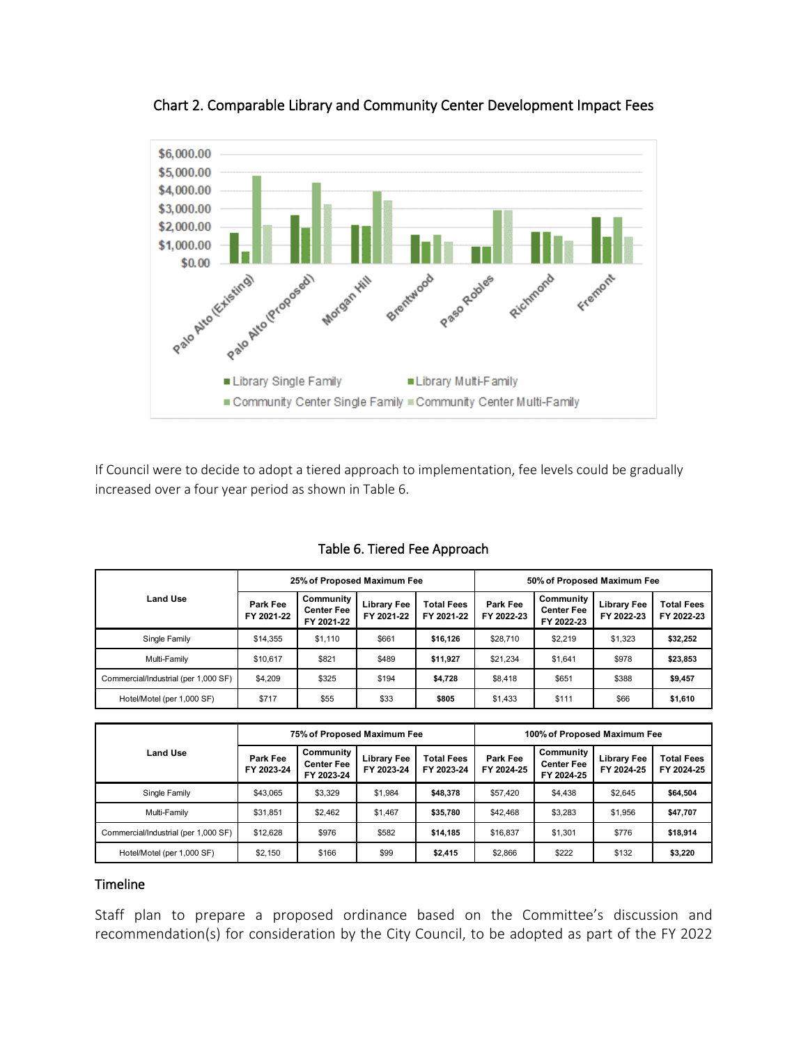Chart 2. Comparable Library and Community Center Development Impact Fees

If Council were to decide to adopt a tiered approach to implementation, fee levels could be gradually increased over a four year period as shown in Table 6.

Table 6. Tiered Fee Approach

| Land Use | 25% of Proposed Maximum Fee | | | | 50% of Proposed Maximum Fee | | | |
|---|---|---|---|---|---|---|---|---|
| | Park Fee FY 2021-22 | Community Center Fee FY 2021-22 | Library Fee FY 2021-22 | Total Fees FY 2021-22 | Park Fee FY 2022-23 | Community Center Fee FY 2022-23 | Library Fee FY 2022-23 | Total Fees FY 2022-23 |
| Single Family | $14,355 | $1,110 | $661 | **$16,126** | $28,710 | $2,219 | $1,323 | **$32,252** |
| Multi-Family | $10,617 | $821 | $489 | **$11,927** | $21,234 | $1,641 | $978 | **$23,853** |
| Commercial/Industrial (per 1,000 SF) | $4,209 | $325 | $194 | **$4,728** | $8,418 | $651 | $388 | **$9,457** |
| Hotel/Motel (per 1,000 SF) | $717 | $55 | $33 | **$805** | $1,433 | $111 | $66 | **$1,610** |

| Land Use | 75% of Proposed Maximum Fee | | | | 100% of Proposed Maximum Fee | | | |
|---|---|---|---|---|---|---|---|---|
| | Park Fee FY 2023-24 | Community Center Fee FY 2023-24 | Library Fee FY 2023-24 | Total Fees FY 2023-24 | Park Fee FY 2024-25 | Community Center Fee FY 2024-25 | Library Fee FY 2024-25 | Total Fees FY 2024-25 |
| Single Family | $43,065 | $3,329 | $1,984 | **$48,378** | $57,420 | $4,438 | $2,645 | **$64,504** |
| Multi-Family | $31,851 | $2,462 | $1,467 | **$35,780** | $42,468 | $3,283 | $1,956 | **$47,707** |
| Commercial/Industrial (per 1,000 SF) | $12,628 | $976 | $582 | **$14,185** | $16,837 | $1,301 | $776 | **$18,914** |
| Hotel/Motel (per 1,000 SF) | $2,150 | $166 | $99 | **$2,415** | $2,866 | $222 | $132 | **$3,220** |

## Timeline

Staff plan to prepare a proposed ordinance based on the Committee's discussion and recommendation(s) for consideration by the City Council, to be adopted as part of the FY 2022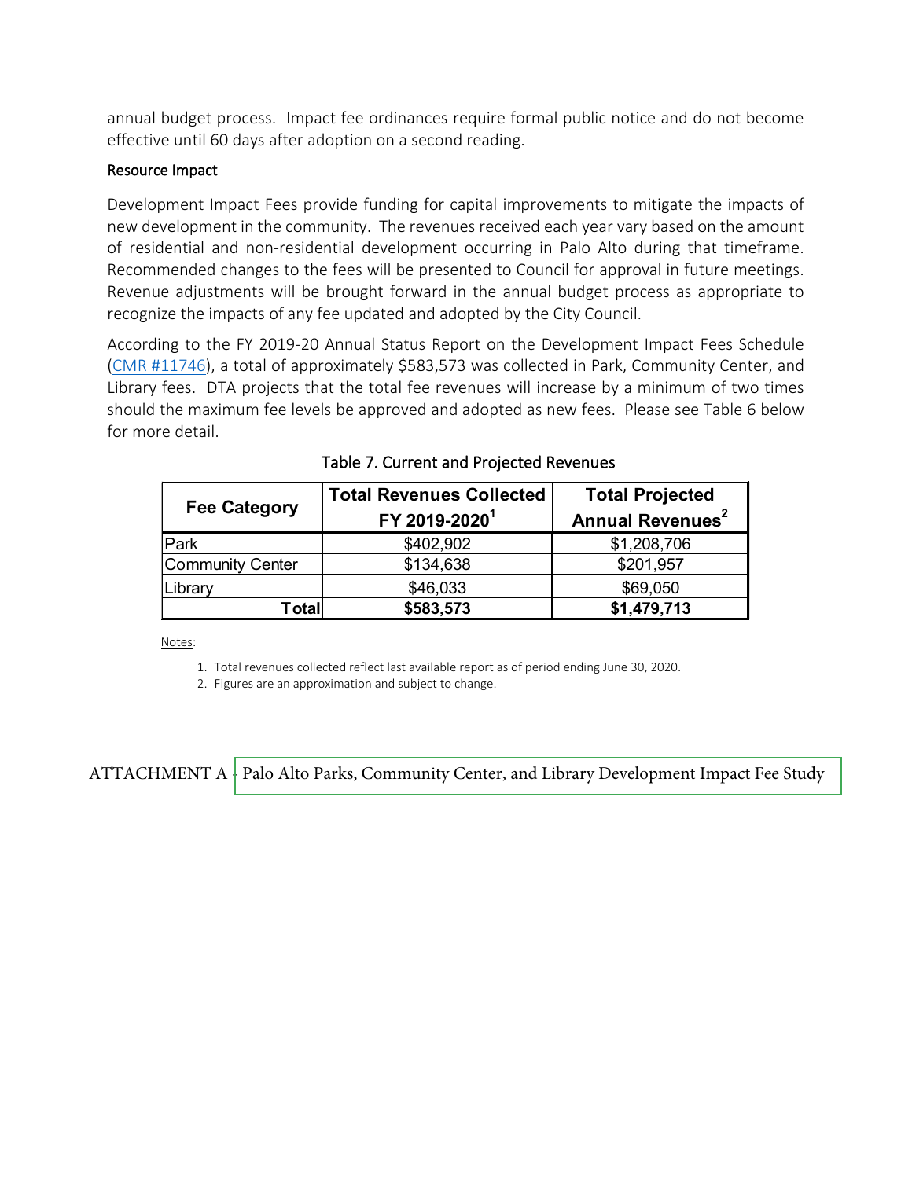annual budget process. Impact fee ordinances require formal public notice and do not become effective until 60 days after adoption on a second reading.

### Resource Impact

Development Impact Fees provide funding for capital improvements to mitigate the impacts of new development in the community. The revenues received each year vary based on the amount of residential and non-residential development occurring in Palo Alto during that timeframe. Recommended changes to the fees will be presented to Council for approval in future meetings. Revenue adjustments will be brought forward in the annual budget process as appropriate to recognize the impacts of any fee updated and adopted by the City Council.

According to the FY 2019-20 Annual Status Report on the Development Impact Fees Schedule (CMR #11746), a total of approximately $583,573 was collected in Park, Community Center, and Library fees. DTA projects that the total fee revenues will increase by a minimum of two times should the maximum fee levels be approved and adopted as new fees. Please see Table 6 below for more detail.

Table 7. Current and Projected Revenues

| Fee Category | Total Revenues Collected FY 2019-2020[1] | Total Projected Annual Revenues[2] |
|---|---|---|
| Park | $402,902 | $1,208,706 |
| Community Center | $134,638 | $201,957 |
| Library | $46,033 | $69,050 |
| **Total** | **$583,573** | **$1,479,713** |

Notes:

1. Total revenues collected reflect last available report as of period ending June 30, 2020.
2. Figures are an approximation and subject to change.

ATTACHMENT A - Palo Alto Parks, Community Center, and Library Development Impact Fee Study